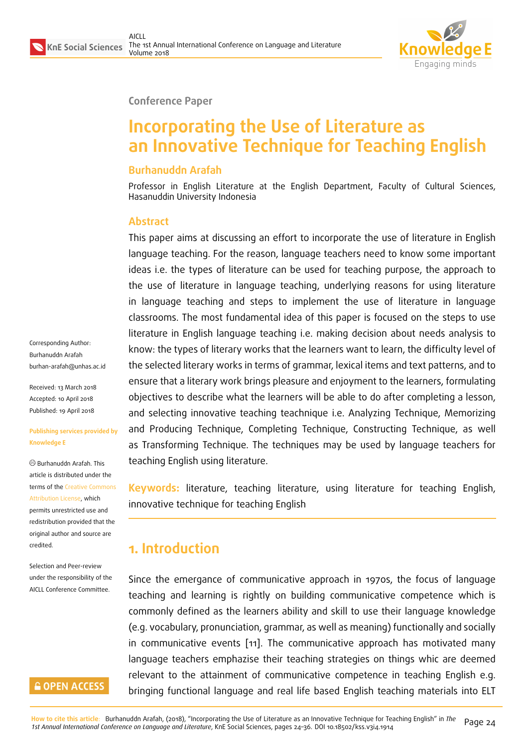Conference Paper

# Incorporating the Use of Literature as an Innovative Technique for Teaching English

**Burhanuddn Arafah**

Professor in English Literature at the English Department, Faculty of Cultural Sciences, Hasanuddin University Indonesia

Corresponding Author:
Burhanuddn Arafah
burhan-arafah@unhas.ac.id

Received: 13 March 2018
Accepted: 10 April 2018
Published: 19 April 2018

**Publishing services provided by Knowledge E**

© Burhanuddn Arafah. This article is distributed under the terms of the Creative Commons Attribution License, which permits unrestricted use and redistribution provided that the original author and source are credited.

Selection and Peer-review under the responsibility of the AICLL Conference Committee.

## Abstract

This paper aims at discussing an effort to incorporate the use of literature in English language teaching. For the reason, language teachers need to know some important ideas i.e. the types of literature can be used for teaching purpose, the approach to the use of literature in language teaching, underlying reasons for using literature in language teaching and steps to implement the use of literature in language classrooms. The most fundamental idea of this paper is focused on the steps to use literature in English language teaching i.e. making decision about needs analysis to know: the types of literary works that the learners want to learn, the difficulty level of the selected literary works in terms of grammar, lexical items and text patterns, and to ensure that a literary work brings pleasure and enjoyment to the learners, formulating objectives to describe what the learners will be able to do after completing a lesson, and selecting innovative teaching teachnique i.e. Analyzing Technique, Memorizing and Producing Technique, Completing Technique, Constructing Technique, as well as Transforming Technique. The techniques may be used by language teachers for teaching English using literature.

**Keywords:** literature, teaching literature, using literature for teaching English, innovative technique for teaching English

## 1. Introduction

Since the emergance of communicative approach in 1970s, the focus of language teaching and learning is rightly on building communicative competence which is commonly defined as the learners ability and skill to use their language knowledge (e.g. vocabulary, pronunciation, grammar, as well as meaning) functionally and socially in communicative events [11]. The communicative approach has motivated many language teachers emphazise their teaching strategies on things whic are deemed relevant to the attainment of communicative competence in teaching English e.g. bringing functional language and real life based English teaching materials into ELT

**How to cite this article:** Burhanuddn Arafah, (2018), "Incorporating the Use of Literature as an Innovative Technique for Teaching English" in *The 1st Annual International Conference on Language and Literature*, KnE Social Sciences, pages 24–36. DOI 10.18502/kss.v3i4.1914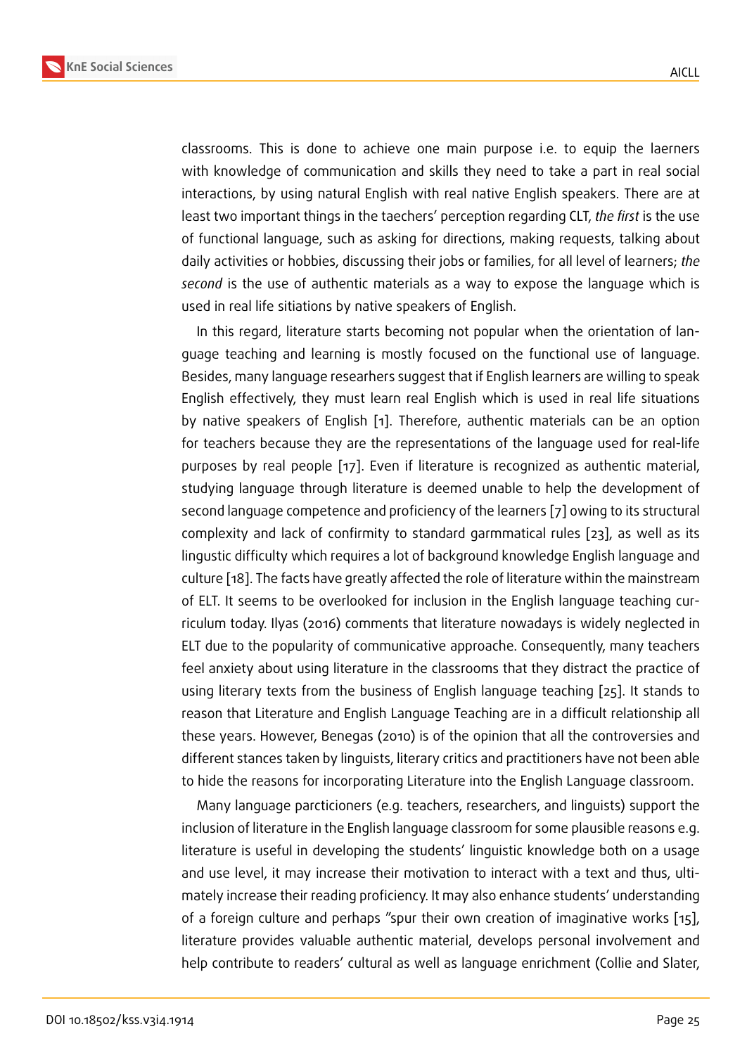classrooms. This is done to achieve one main purpose i.e. to equip the laerners with knowledge of communication and skills they need to take a part in real social interactions, by using natural English with real native English speakers. There are at least two important things in the taechers' perception regarding CLT, *the first* is the use of functional language, such as asking for directions, making requests, talking about daily activities or hobbies, discussing their jobs or families, for all level of learners; *the second* is the use of authentic materials as a way to expose the language which is used in real life sitiations by native speakers of English.

In this regard, literature starts becoming not popular when the orientation of language teaching and learning is mostly focused on the functional use of language. Besides, many language researhers suggest that if English learners are willing to speak English effectively, they must learn real English which is used in real life situations by native speakers of English [1]. Therefore, authentic materials can be an option for teachers because they are the representations of the language used for real-life purposes by real people [17]. Even if literature is recognized as authentic material, studying language through literature is deemed unable to help the development of second language competence and proficiency of the learners [7] owing to its structural complexity and lack of confirmity to standard garmmatical rules [23], as well as its lingustic difficulty which requires a lot of background knowledge English language and culture [18]. The facts have greatly affected the role of literature within the mainstream of ELT. It seems to be overlooked for inclusion in the English language teaching curriculum today. Ilyas (2016) comments that literature nowadays is widely neglected in ELT due to the popularity of communicative approache. Consequently, many teachers feel anxiety about using literature in the classrooms that they distract the practice of using literary texts from the business of English language teaching [25]. It stands to reason that Literature and English Language Teaching are in a difficult relationship all these years. However, Benegas (2010) is of the opinion that all the controversies and different stances taken by linguists, literary critics and practitioners have not been able to hide the reasons for incorporating Literature into the English Language classroom.

Many language parcticioners (e.g. teachers, researchers, and linguists) support the inclusion of literature in the English language classroom for some plausible reasons e.g. literature is useful in developing the students' linguistic knowledge both on a usage and use level, it may increase their motivation to interact with a text and thus, ultimately increase their reading proficiency. It may also enhance students' understanding of a foreign culture and perhaps "spur their own creation of imaginative works [15], literature provides valuable authentic material, develops personal involvement and help contribute to readers' cultural as well as language enrichment (Collie and Slater,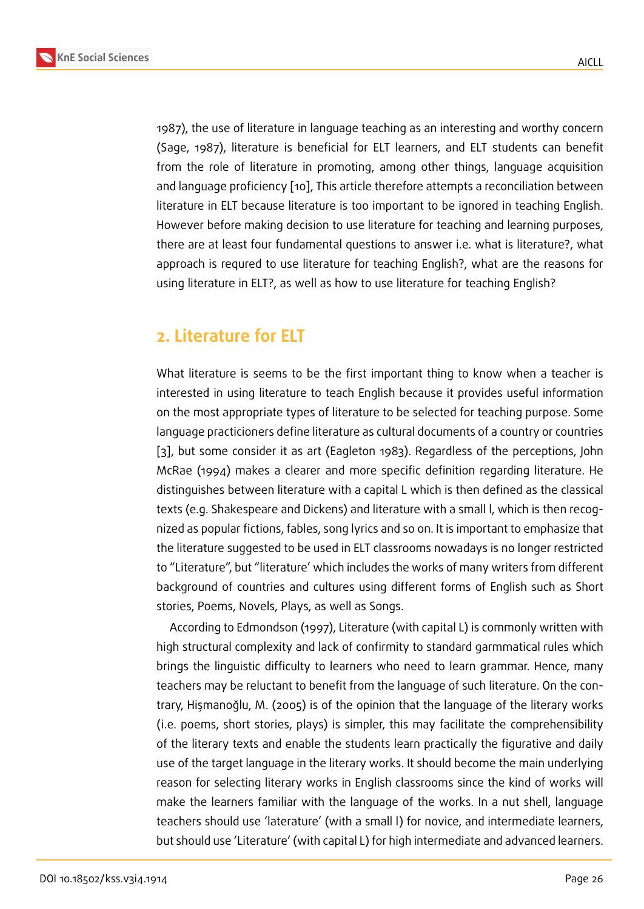1987), the use of literature in language teaching as an interesting and worthy concern (Sage, 1987), literature is beneficial for ELT learners, and ELT students can benefit from the role of literature in promoting, among other things, language acquisition and language proficiency [10], This article therefore attempts a reconciliation between literature in ELT because literature is too important to be ignored in teaching English. However before making decision to use literature for teaching and learning purposes, there are at least four fundamental questions to answer i.e. what is literature?, what approach is requred to use literature for teaching English?, what are the reasons for using literature in ELT?, as well as how to use literature for teaching English?

## 2. Literature for ELT

What literature is seems to be the first important thing to know when a teacher is interested in using literature to teach English because it provides useful information on the most appropriate types of literature to be selected for teaching purpose. Some language practicioners define literature as cultural documents of a country or countries [3], but some consider it as art (Eagleton 1983). Regardless of the perceptions, John McRae (1994) makes a clearer and more specific definition regarding literature. He distinguishes between literature with a capital L which is then defined as the classical texts (e.g. Shakespeare and Dickens) and literature with a small l, which is then recognized as popular fictions, fables, song lyrics and so on. It is important to emphasize that the literature suggested to be used in ELT classrooms nowadays is no longer restricted to "Literature", but "literature' which includes the works of many writers from different background of countries and cultures using different forms of English such as Short stories, Poems, Novels, Plays, as well as Songs.

According to Edmondson (1997), Literature (with capital L) is commonly written with high structural complexity and lack of confirmity to standard garmmatical rules which brings the linguistic difficulty to learners who need to learn grammar. Hence, many teachers may be reluctant to benefit from the language of such literature. On the contrary, Hişmanoğlu, M. (2005) is of the opinion that the language of the literary works (i.e. poems, short stories, plays) is simpler, this may facilitate the comprehensibility of the literary texts and enable the students learn practically the figurative and daily use of the target language in the literary works. It should become the main underlying reason for selecting literary works in English classrooms since the kind of works will make the learners familiar with the language of the works. In a nut shell, language teachers should use 'laterature' (with a small l) for novice, and intermediate learners, but should use 'Literature' (with capital L) for high intermediate and advanced learners.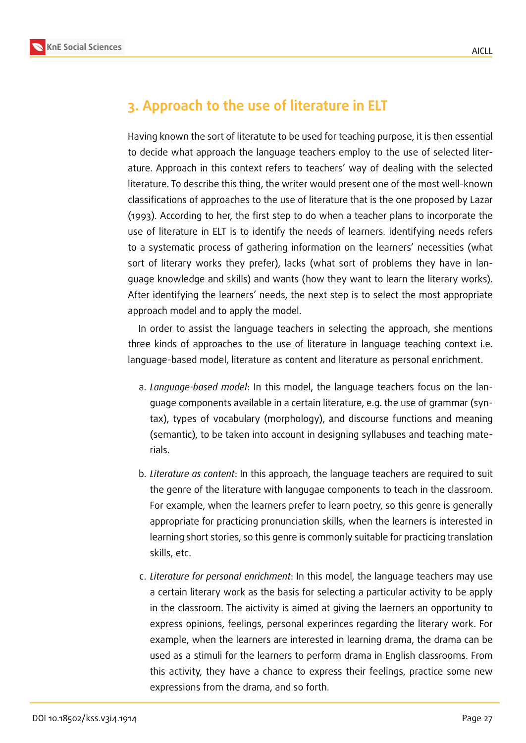## 3. Approach to the use of literature in ELT

Having known the sort of literatute to be used for teaching purpose, it is then essential to decide what approach the language teachers employ to the use of selected literature. Approach in this context refers to teachers' way of dealing with the selected literature. To describe this thing, the writer would present one of the most well-known classifications of approaches to the use of literature that is the one proposed by Lazar (1993). According to her, the first step to do when a teacher plans to incorporate the use of literature in ELT is to identify the needs of learners. identifying needs refers to a systematic process of gathering information on the learners' necessities (what sort of literary works they prefer), lacks (what sort of problems they have in language knowledge and skills) and wants (how they want to learn the literary works). After identifying the learners' needs, the next step is to select the most appropriate approach model and to apply the model.

In order to assist the language teachers in selecting the approach, she mentions three kinds of approaches to the use of literature in language teaching context i.e. language-based model, literature as content and literature as personal enrichment.

a. *Language-based model*: In this model, the language teachers focus on the language components available in a certain literature, e.g. the use of grammar (syntax), types of vocabulary (morphology), and discourse functions and meaning (semantic), to be taken into account in designing syllabuses and teaching materials.

b. *Literature as content*: In this approach, the language teachers are required to suit the genre of the literature with langugae components to teach in the classroom. For example, when the learners prefer to learn poetry, so this genre is generally appropriate for practicing pronunciation skills, when the learners is interested in learning short stories, so this genre is commonly suitable for practicing translation skills, etc.

c. *Literature for personal enrichment*: In this model, the language teachers may use a certain literary work as the basis for selecting a particular activity to be apply in the classroom. The aictivity is aimed at giving the laerners an opportunity to express opinions, feelings, personal experinces regarding the literary work. For example, when the learners are interested in learning drama, the drama can be used as a stimuli for the learners to perform drama in English classrooms. From this activity, they have a chance to express their feelings, practice some new expressions from the drama, and so forth.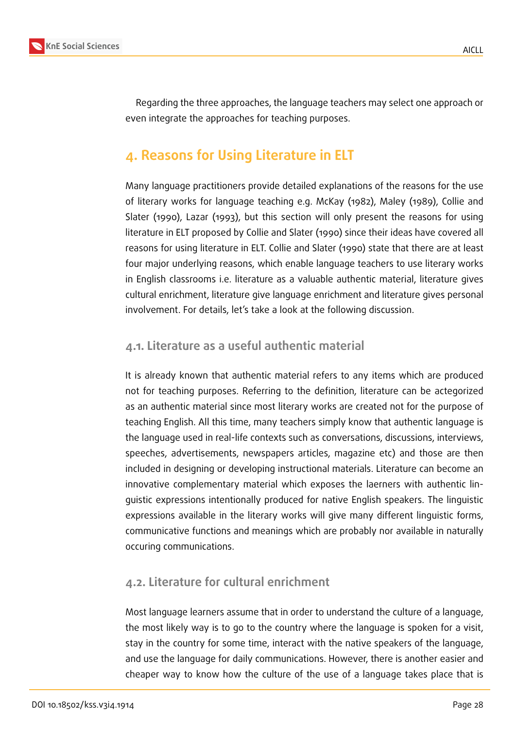Regarding the three approaches, the language teachers may select one approach or even integrate the approaches for teaching purposes.

## 4. Reasons for Using Literature in ELT

Many language practitioners provide detailed explanations of the reasons for the use of literary works for language teaching e.g. McKay (1982), Maley (1989), Collie and Slater (1990), Lazar (1993), but this section will only present the reasons for using literature in ELT proposed by Collie and Slater (1990) since their ideas have covered all reasons for using literature in ELT. Collie and Slater (1990) state that there are at least four major underlying reasons, which enable language teachers to use literary works in English classrooms i.e. literature as a valuable authentic material, literature gives cultural enrichment, literature give language enrichment and literature gives personal involvement. For details, let's take a look at the following discussion.

### 4.1. Literature as a useful authentic material

It is already known that authentic material refers to any items which are produced not for teaching purposes. Referring to the definition, literature can be actegorized as an authentic material since most literary works are created not for the purpose of teaching English. All this time, many teachers simply know that authentic language is the language used in real-life contexts such as conversations, discussions, interviews, speeches, advertisements, newspapers articles, magazine etc) and those are then included in designing or developing instructional materials. Literature can become an innovative complementary material which exposes the laerners with authentic linguistic expressions intentionally produced for native English speakers. The linguistic expressions available in the literary works will give many different linguistic forms, communicative functions and meanings which are probably nor available in naturally occuring communications.

### 4.2. Literature for cultural enrichment

Most language learners assume that in order to understand the culture of a language, the most likely way is to go to the country where the language is spoken for a visit, stay in the country for some time, interact with the native speakers of the language, and use the language for daily communications. However, there is another easier and cheaper way to know how the culture of the use of a language takes place that is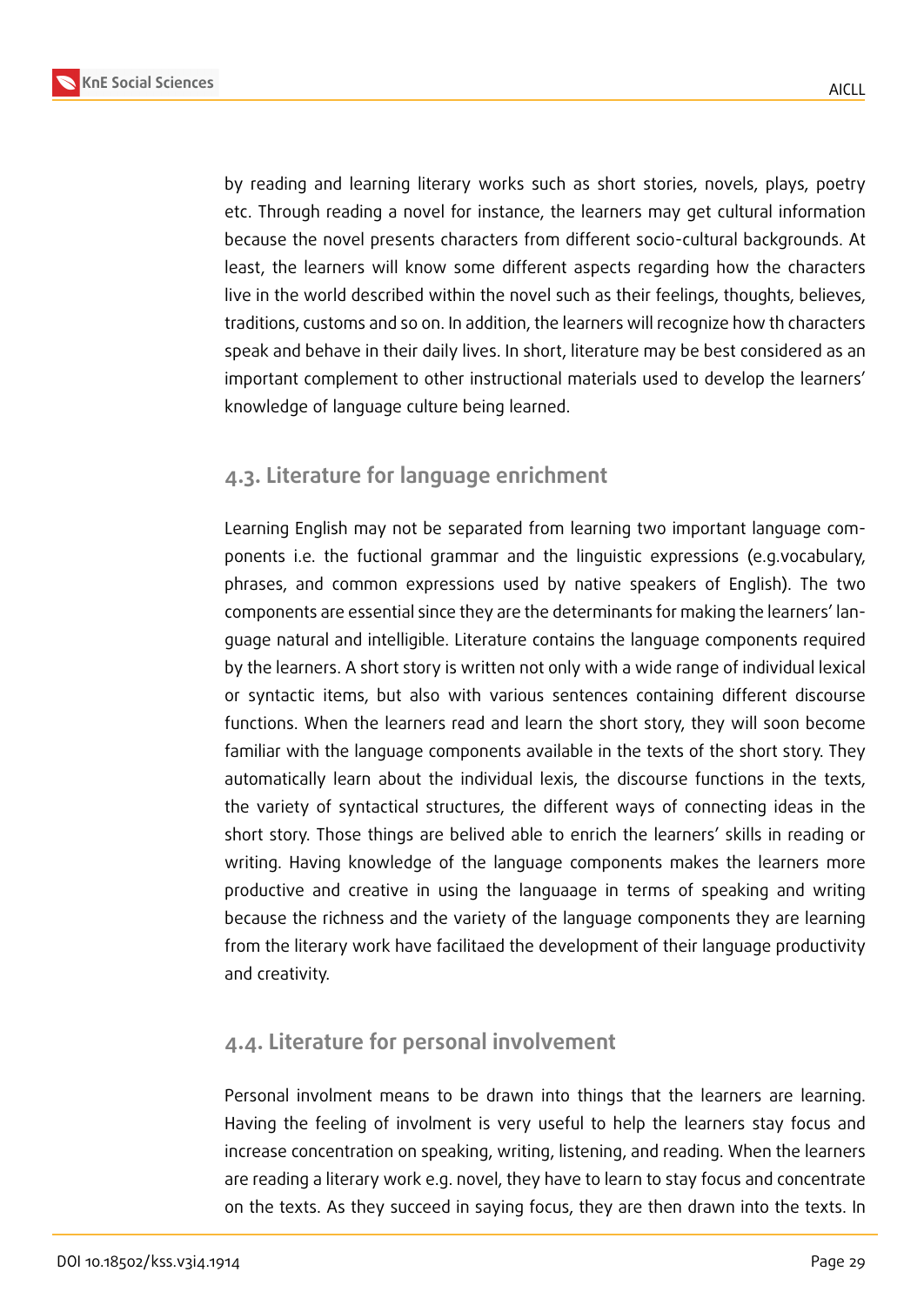by reading and learning literary works such as short stories, novels, plays, poetry etc. Through reading a novel for instance, the learners may get cultural information because the novel presents characters from different socio-cultural backgrounds. At least, the learners will know some different aspects regarding how the characters live in the world described within the novel such as their feelings, thoughts, believes, traditions, customs and so on. In addition, the learners will recognize how th characters speak and behave in their daily lives. In short, literature may be best considered as an important complement to other instructional materials used to develop the learners' knowledge of language culture being learned.

## 4.3. Literature for language enrichment

Learning English may not be separated from learning two important language components i.e. the fuctional grammar and the linguistic expressions (e.g.vocabulary, phrases, and common expressions used by native speakers of English). The two components are essential since they are the determinants for making the learners' language natural and intelligible. Literature contains the language components required by the learners. A short story is written not only with a wide range of individual lexical or syntactic items, but also with various sentences containing different discourse functions. When the learners read and learn the short story, they will soon become familiar with the language components available in the texts of the short story. They automatically learn about the individual lexis, the discourse functions in the texts, the variety of syntactical structures, the different ways of connecting ideas in the short story. Those things are belived able to enrich the learners' skills in reading or writing. Having knowledge of the language components makes the learners more productive and creative in using the languaage in terms of speaking and writing because the richness and the variety of the language components they are learning from the literary work have facilitaed the development of their language productivity and creativity.

## 4.4. Literature for personal involvement

Personal involment means to be drawn into things that the learners are learning. Having the feeling of involment is very useful to help the learners stay focus and increase concentration on speaking, writing, listening, and reading. When the learners are reading a literary work e.g. novel, they have to learn to stay focus and concentrate on the texts. As they succeed in saying focus, they are then drawn into the texts. In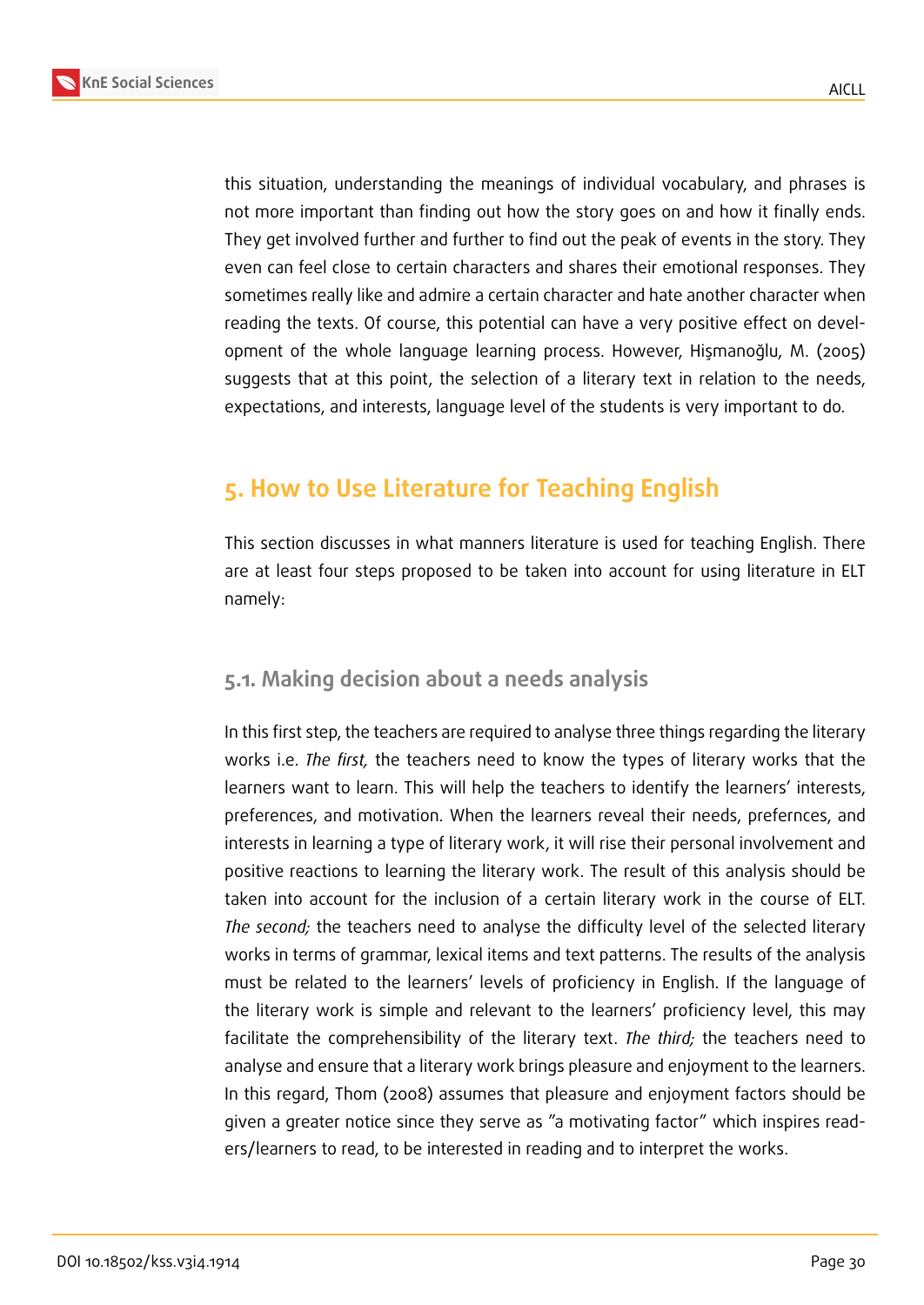this situation, understanding the meanings of individual vocabulary, and phrases is not more important than finding out how the story goes on and how it finally ends. They get involved further and further to find out the peak of events in the story. They even can feel close to certain characters and shares their emotional responses. They sometimes really like and admire a certain character and hate another character when reading the texts. Of course, this potential can have a very positive effect on development of the whole language learning process. However, Hişmanoğlu, M. (2005) suggests that at this point, the selection of a literary text in relation to the needs, expectations, and interests, language level of the students is very important to do.

## 5. How to Use Literature for Teaching English

This section discusses in what manners literature is used for teaching English. There are at least four steps proposed to be taken into account for using literature in ELT namely:

### 5.1. Making decision about a needs analysis

In this first step, the teachers are required to analyse three things regarding the literary works i.e. *The first,* the teachers need to know the types of literary works that the learners want to learn. This will help the teachers to identify the learners' interests, preferences, and motivation. When the learners reveal their needs, prefernces, and interests in learning a type of literary work, it will rise their personal involvement and positive reactions to learning the literary work. The result of this analysis should be taken into account for the inclusion of a certain literary work in the course of ELT. *The second;* the teachers need to analyse the difficulty level of the selected literary works in terms of grammar, lexical items and text patterns. The results of the analysis must be related to the learners' levels of proficiency in English. If the language of the literary work is simple and relevant to the learners' proficiency level, this may facilitate the comprehensibility of the literary text. *The third;* the teachers need to analyse and ensure that a literary work brings pleasure and enjoyment to the learners. In this regard, Thom (2008) assumes that pleasure and enjoyment factors should be given a greater notice since they serve as "a motivating factor" which inspires readers/learners to read, to be interested in reading and to interpret the works.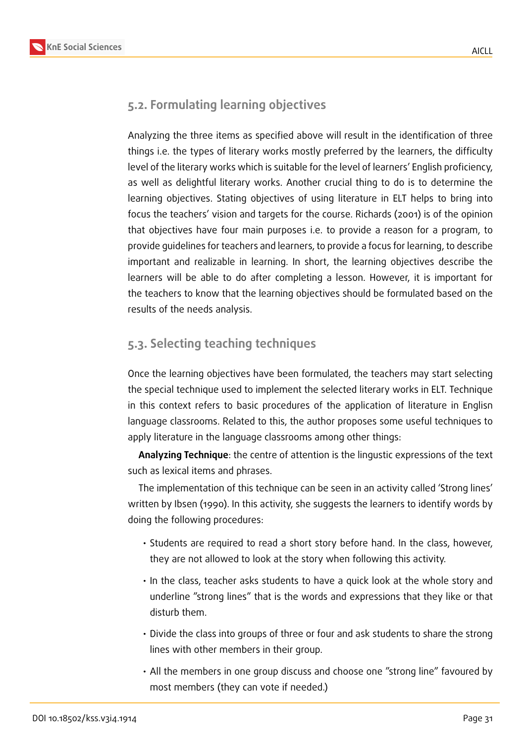## 5.2. Formulating learning objectives

Analyzing the three items as specified above will result in the identification of three things i.e. the types of literary works mostly preferred by the learners, the difficulty level of the literary works which is suitable for the level of learners' English proficiency, as well as delightful literary works. Another crucial thing to do is to determine the learning objectives. Stating objectives of using literature in ELT helps to bring into focus the teachers' vision and targets for the course. Richards (2001) is of the opinion that objectives have four main purposes i.e. to provide a reason for a program, to provide guidelines for teachers and learners, to provide a focus for learning, to describe important and realizable in learning. In short, the learning objectives describe the learners will be able to do after completing a lesson. However, it is important for the teachers to know that the learning objectives should be formulated based on the results of the needs analysis.

## 5.3. Selecting teaching techniques

Once the learning objectives have been formulated, the teachers may start selecting the special technique used to implement the selected literary works in ELT. Technique in this context refers to basic procedures of the application of literature in Englisn language classrooms. Related to this, the author proposes some useful techniques to apply literature in the language classrooms among other things:

**Analyzing Technique**: the centre of attention is the lingustic expressions of the text such as lexical items and phrases.

The implementation of this technique can be seen in an activity called 'Strong lines' written by Ibsen (1990). In this activity, she suggests the learners to identify words by doing the following procedures:

- Students are required to read a short story before hand. In the class, however, they are not allowed to look at the story when following this activity.
- In the class, teacher asks students to have a quick look at the whole story and underline "strong lines" that is the words and expressions that they like or that disturb them.
- Divide the class into groups of three or four and ask students to share the strong lines with other members in their group.
- All the members in one group discuss and choose one "strong line" favoured by most members (they can vote if needed.)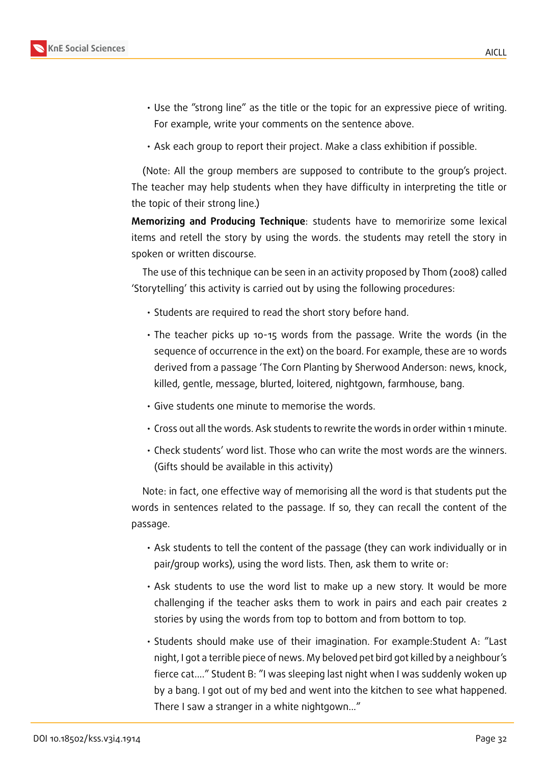- Use the "strong line" as the title or the topic for an expressive piece of writing. For example, write your comments on the sentence above.
- Ask each group to report their project. Make a class exhibition if possible.

(Note: All the group members are supposed to contribute to the group's project. The teacher may help students when they have difficulty in interpreting the title or the topic of their strong line.)

**Memorizing and Producing Technique**: students have to memoririze some lexical items and retell the story by using the words. the students may retell the story in spoken or written discourse.

The use of this technique can be seen in an activity proposed by Thom (2008) called 'Storytelling' this activity is carried out by using the following procedures:

- Students are required to read the short story before hand.
- The teacher picks up 10-15 words from the passage. Write the words (in the sequence of occurrence in the ext) on the board. For example, these are 10 words derived from a passage 'The Corn Planting by Sherwood Anderson: news, knock, killed, gentle, message, blurted, loitered, nightgown, farmhouse, bang.
- Give students one minute to memorise the words.
- Cross out all the words. Ask students to rewrite the words in order within 1 minute.
- Check students' word list. Those who can write the most words are the winners. (Gifts should be available in this activity)

Note: in fact, one effective way of memorising all the word is that students put the words in sentences related to the passage. If so, they can recall the content of the passage.

- Ask students to tell the content of the passage (they can work individually or in pair/group works), using the word lists. Then, ask them to write or:
- Ask students to use the word list to make up a new story. It would be more challenging if the teacher asks them to work in pairs and each pair creates 2 stories by using the words from top to bottom and from bottom to top.
- Students should make use of their imagination. For example:Student A: "Last night, I got a terrible piece of news. My beloved pet bird got killed by a neighbour's fierce cat…." Student B: "I was sleeping last night when I was suddenly woken up by a bang. I got out of my bed and went into the kitchen to see what happened. There I saw a stranger in a white nightgown…"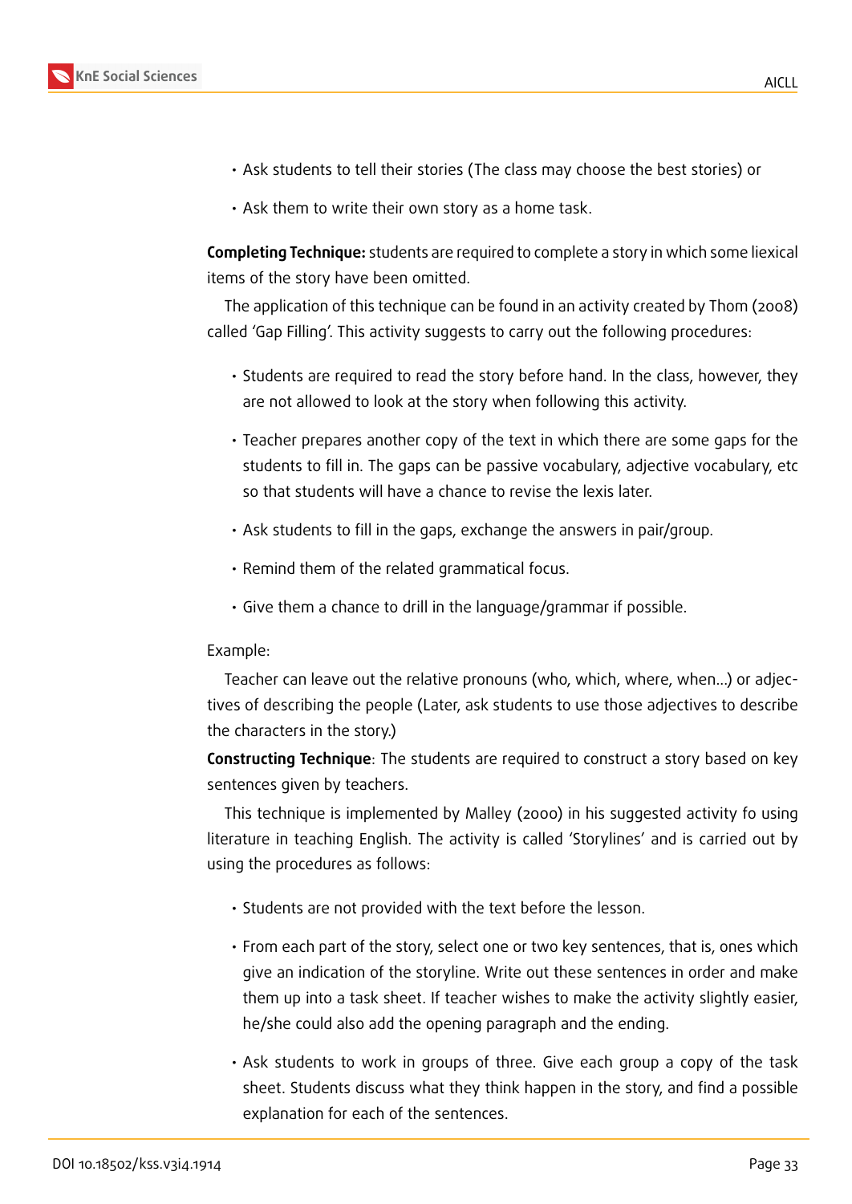- Ask students to tell their stories (The class may choose the best stories) or
- Ask them to write their own story as a home task.

**Completing Technique:** students are required to complete a story in which some liexical items of the story have been omitted.

The application of this technique can be found in an activity created by Thom (2008) called 'Gap Filling'. This activity suggests to carry out the following procedures:

- Students are required to read the story before hand. In the class, however, they are not allowed to look at the story when following this activity.
- Teacher prepares another copy of the text in which there are some gaps for the students to fill in. The gaps can be passive vocabulary, adjective vocabulary, etc so that students will have a chance to revise the lexis later.
- Ask students to fill in the gaps, exchange the answers in pair/group.
- Remind them of the related grammatical focus.
- Give them a chance to drill in the language/grammar if possible.

Example:

Teacher can leave out the relative pronouns (who, which, where, when...) or adjectives of describing the people (Later, ask students to use those adjectives to describe the characters in the story.)

**Constructing Technique**: The students are required to construct a story based on key sentences given by teachers.

This technique is implemented by Malley (2000) in his suggested activity fo using literature in teaching English. The activity is called 'Storylines' and is carried out by using the procedures as follows:

- Students are not provided with the text before the lesson.
- From each part of the story, select one or two key sentences, that is, ones which give an indication of the storyline. Write out these sentences in order and make them up into a task sheet. If teacher wishes to make the activity slightly easier, he/she could also add the opening paragraph and the ending.
- Ask students to work in groups of three. Give each group a copy of the task sheet. Students discuss what they think happen in the story, and find a possible explanation for each of the sentences.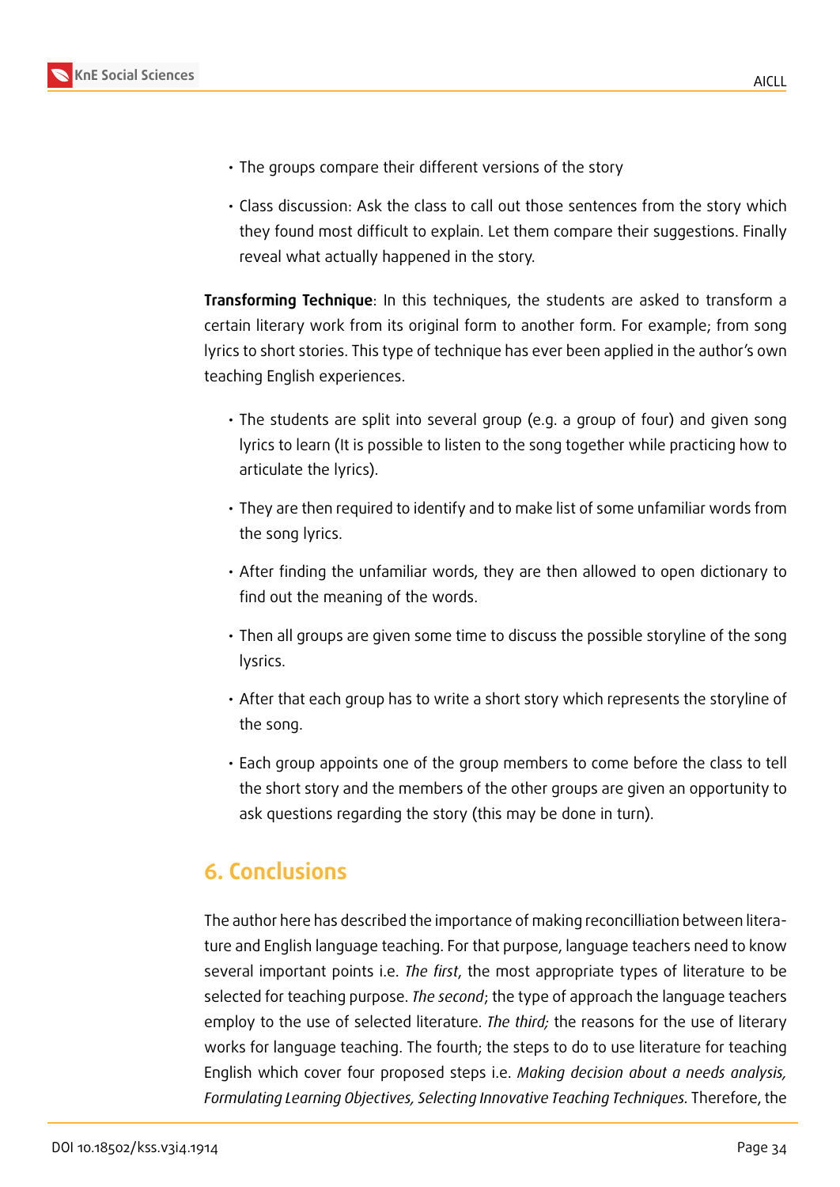- The groups compare their different versions of the story
- Class discussion: Ask the class to call out those sentences from the story which they found most difficult to explain. Let them compare their suggestions. Finally reveal what actually happened in the story.

**Transforming Technique**: In this techniques, the students are asked to transform a certain literary work from its original form to another form. For example; from song lyrics to short stories. This type of technique has ever been applied in the author's own teaching English experiences.

- The students are split into several group (e.g. a group of four) and given song lyrics to learn (It is possible to listen to the song together while practicing how to articulate the lyrics).
- They are then required to identify and to make list of some unfamiliar words from the song lyrics.
- After finding the unfamiliar words, they are then allowed to open dictionary to find out the meaning of the words.
- Then all groups are given some time to discuss the possible storyline of the song lysrics.
- After that each group has to write a short story which represents the storyline of the song.
- Each group appoints one of the group members to come before the class to tell the short story and the members of the other groups are given an opportunity to ask questions regarding the story (this may be done in turn).

## 6. Conclusions

The author here has described the importance of making reconcilliation between literature and English language teaching. For that purpose, language teachers need to know several important points i.e. *The first*, the most appropriate types of literature to be selected for teaching purpose. *The second*; the type of approach the language teachers employ to the use of selected literature. *The third;* the reasons for the use of literary works for language teaching. The fourth; the steps to do to use literature for teaching English which cover four proposed steps i.e. *Making decision about a needs analysis, Formulating Learning Objectives, Selecting Innovative Teaching Techniques.* Therefore, the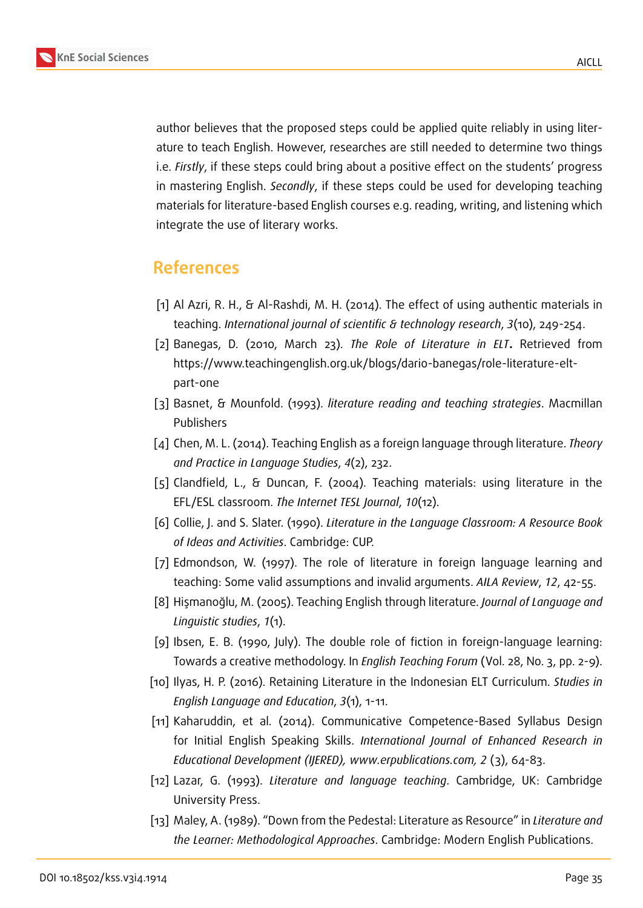author believes that the proposed steps could be applied quite reliably in using literature to teach English. However, researches are still needed to determine two things i.e. *Firstly*, if these steps could bring about a positive effect on the students' progress in mastering English. *Secondly*, if these steps could be used for developing teaching materials for literature-based English courses e.g. reading, writing, and listening which integrate the use of literary works.

## References

[1] Al Azri, R. H., & Al-Rashdi, M. H. (2014). The effect of using authentic materials in teaching. *International journal of scientific & technology research*, *3*(10), 249-254.

[2] Banegas, D. (2010, March 23). *The Role of Literature in ELT***.** Retrieved from https://www.teachingenglish.org.uk/blogs/dario-banegas/role-literature-elt-part-one

[3] Basnet, & Mounfold. (1993). *literature reading and teaching strategies*. Macmillan Publishers

[4] Chen, M. L. (2014). Teaching English as a foreign language through literature. *Theory and Practice in Language Studies*, *4*(2), 232.

[5] Clandfield, L., & Duncan, F. (2004). Teaching materials: using literature in the EFL/ESL classroom. *The Internet TESL Journal*, *10*(12).

[6] Collie, J. and S. Slater. (1990). *Literature in the Language Classroom: A Resource Book of Ideas and Activities*. Cambridge: CUP.

[7] Edmondson, W. (1997). The role of literature in foreign language learning and teaching: Some valid assumptions and invalid arguments. *AILA Review*, *12*, 42-55.

[8] Hişmanoğlu, M. (2005). Teaching English through literature. *Journal of Language and Linguistic studies*, *1*(1).

[9] Ibsen, E. B. (1990, July). The double role of fiction in foreign-language learning: Towards a creative methodology. In *English Teaching Forum* (Vol. 28, No. 3, pp. 2-9).

[10] Ilyas, H. P. (2016). Retaining Literature in the Indonesian ELT Curriculum. *Studies in English Language and Education*, *3*(1), 1-11.

[11] Kaharuddin, et al. (2014). Communicative Competence-Based Syllabus Design for Initial English Speaking Skills. *International Journal of Enhanced Research in Educational Development (IJERED), www.erpublications.com, 2* (3), 64-83.

[12] Lazar, G. (1993). *Literature and language teaching*. Cambridge, UK: Cambridge University Press.

[13] Maley, A. (1989). "Down from the Pedestal: Literature as Resource" in *Literature and the Learner: Methodological Approaches*. Cambridge: Modern English Publications.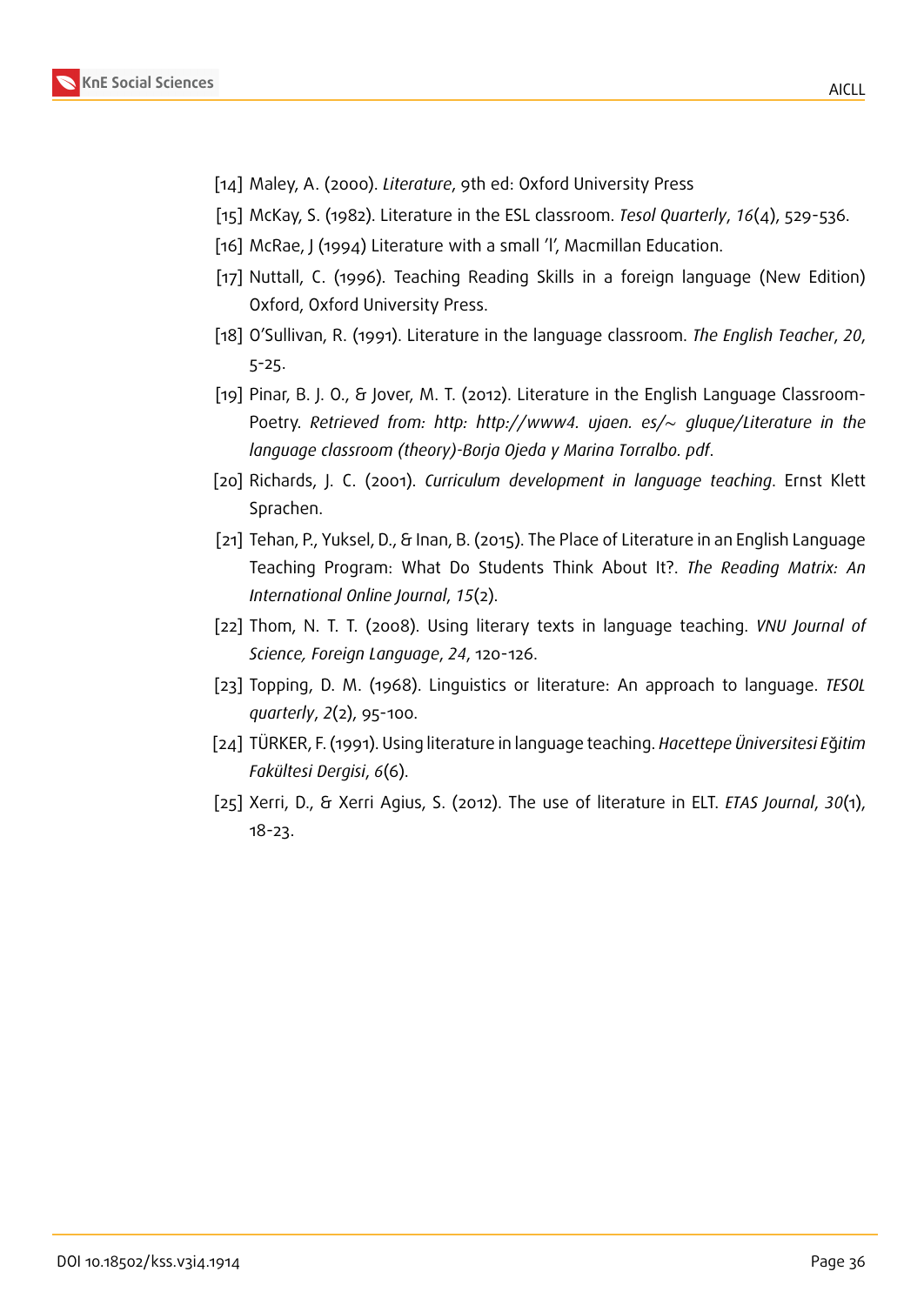[14] Maley, A. (2000). *Literature*, 9th ed: Oxford University Press

[15] McKay, S. (1982). Literature in the ESL classroom. *Tesol Quarterly*, *16*(4), 529-536.

[16] McRae, J (1994) Literature with a small 'l', Macmillan Education.

[17] Nuttall, C. (1996). Teaching Reading Skills in a foreign language (New Edition) Oxford, Oxford University Press.

[18] O'Sullivan, R. (1991). Literature in the language classroom. *The English Teacher*, *20*, 5-25.

[19] Pinar, B. J. O., & Jover, M. T. (2012). Literature in the English Language Classroom-Poetry. *Retrieved from: http: http://www4. ujaen. es/∼ gluque/Literature in the language classroom (theory)-Borja Ojeda y Marina Torralbo. pdf.*

[20] Richards, J. C. (2001). *Curriculum development in language teaching*. Ernst Klett Sprachen.

[21] Tehan, P., Yuksel, D., & Inan, B. (2015). The Place of Literature in an English Language Teaching Program: What Do Students Think About It?. *The Reading Matrix: An International Online Journal*, *15*(2).

[22] Thom, N. T. T. (2008). Using literary texts in language teaching. *VNU Journal of Science, Foreign Language*, *24*, 120-126.

[23] Topping, D. M. (1968). Linguistics or literature: An approach to language. *TESOL quarterly*, *2*(2), 95-100.

[24] TÜRKER, F. (1991). Using literature in language teaching. *Hacettepe Üniversitesi Eğitim Fakültesi Dergisi*, *6*(6).

[25] Xerri, D., & Xerri Agius, S. (2012). The use of literature in ELT. *ETAS Journal*, *30*(1), 18-23.